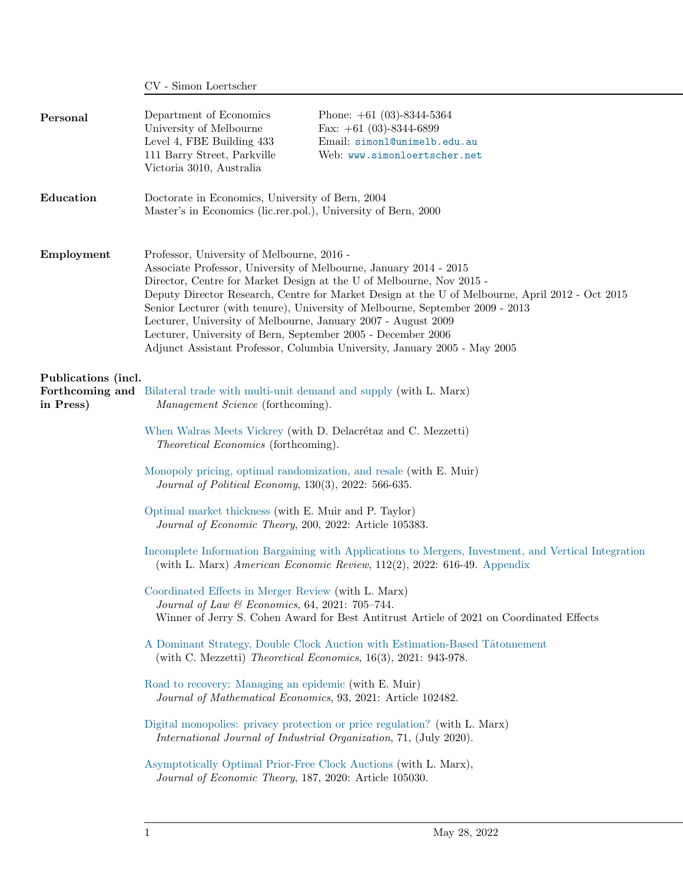# CV - Simon Loertscher

## Personal

Department of Economics
University of Melbourne
Level 4, FBE Building 433
111 Barry Street, Parkville
Victoria 3010, Australia

Phone: +61 (03)-8344-5364
Fax: +61 (03)-8344-6899
Email: simonl@unimelb.edu.au
Web: www.simonloertscher.net

## Education

Doctorate in Economics, University of Bern, 2004
Master's in Economics (lic.rer.pol.), University of Bern, 2000

## Employment

Professor, University of Melbourne, 2016 -
Associate Professor, University of Melbourne, January 2014 - 2015
Director, Centre for Market Design at the U of Melbourne, Nov 2015 -
Deputy Director Research, Centre for Market Design at the U of Melbourne, April 2012 - Oct 2015
Senior Lecturer (with tenure), University of Melbourne, September 2009 - 2013
Lecturer, University of Melbourne, January 2007 - August 2009
Lecturer, University of Bern, September 2005 - December 2006
Adjunct Assistant Professor, Columbia University, January 2005 - May 2005

## Publications (incl. Forthcoming and in Press)

Bilateral trade with multi-unit demand and supply (with L. Marx)
*Management Science* (forthcoming).

When Walras Meets Vickrey (with D. Delacrétaz and C. Mezzetti)
*Theoretical Economics* (forthcoming).

Monopoly pricing, optimal randomization, and resale (with E. Muir)
*Journal of Political Economy*, 130(3), 2022: 566-635.

Optimal market thickness (with E. Muir and P. Taylor)
*Journal of Economic Theory*, 200, 2022: Article 105383.

Incomplete Information Bargaining with Applications to Mergers, Investment, and Vertical Integration (with L. Marx) *American Economic Review*, 112(2), 2022: 616-49. Appendix

Coordinated Effects in Merger Review (with L. Marx)
*Journal of Law & Economics*, 64, 2021: 705–744.
Winner of Jerry S. Cohen Award for Best Antitrust Article of 2021 on Coordinated Effects

A Dominant Strategy, Double Clock Auction with Estimation-Based Tâtonnement
(with C. Mezzetti) *Theoretical Economics*, 16(3), 2021: 943-978.

Road to recovery: Managing an epidemic (with E. Muir)
*Journal of Mathematical Economics*, 93, 2021: Article 102482.

Digital monopolies: privacy protection or price regulation? (with L. Marx)
*International Journal of Industrial Organization*, 71, (July 2020).

Asymptotically Optimal Prior-Free Clock Auctions (with L. Marx),
*Journal of Economic Theory*, 187, 2020: Article 105030.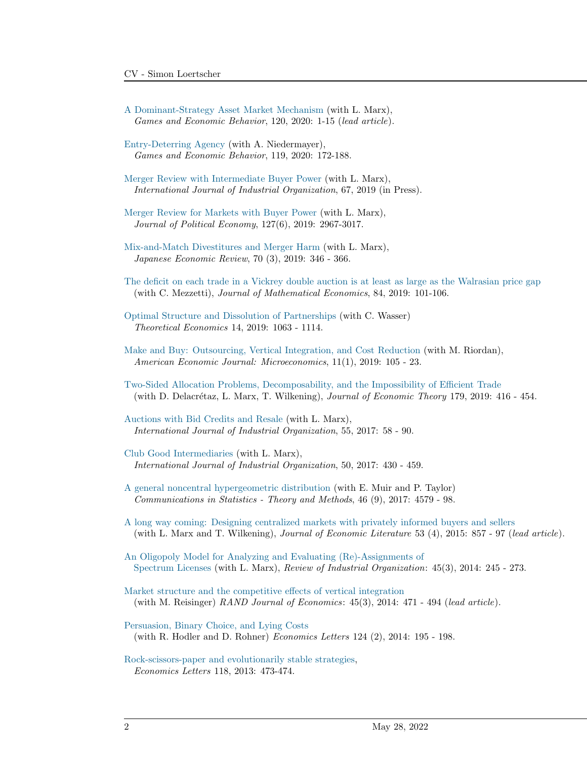A Dominant-Strategy Asset Market Mechanism (with L. Marx),
*Games and Economic Behavior*, 120, 2020: 1-15 (*lead article*).

Entry-Deterring Agency (with A. Niedermayer),
*Games and Economic Behavior*, 119, 2020: 172-188.

Merger Review with Intermediate Buyer Power (with L. Marx),
*International Journal of Industrial Organization*, 67, 2019 (in Press).

Merger Review for Markets with Buyer Power (with L. Marx),
*Journal of Political Economy*, 127(6), 2019: 2967-3017.

Mix-and-Match Divestitures and Merger Harm (with L. Marx),
*Japanese Economic Review*, 70 (3), 2019: 346 - 366.

The deficit on each trade in a Vickrey double auction is at least as large as the Walrasian price gap
(with C. Mezzetti), *Journal of Mathematical Economics*, 84, 2019: 101-106.

Optimal Structure and Dissolution of Partnerships (with C. Wasser)
*Theoretical Economics* 14, 2019: 1063 - 1114.

Make and Buy: Outsourcing, Vertical Integration, and Cost Reduction (with M. Riordan),
*American Economic Journal: Microeconomics*, 11(1), 2019: 105 - 23.

Two-Sided Allocation Problems, Decomposability, and the Impossibility of Efficient Trade
(with D. Delacrétaz, L. Marx, T. Wilkening), *Journal of Economic Theory* 179, 2019: 416 - 454.

Auctions with Bid Credits and Resale (with L. Marx),
*International Journal of Industrial Organization*, 55, 2017: 58 - 90.

Club Good Intermediaries (with L. Marx),
*International Journal of Industrial Organization*, 50, 2017: 430 - 459.

A general noncentral hypergeometric distribution (with E. Muir and P. Taylor)
*Communications in Statistics - Theory and Methods*, 46 (9), 2017: 4579 - 98.

A long way coming: Designing centralized markets with privately informed buyers and sellers
(with L. Marx and T. Wilkening), *Journal of Economic Literature* 53 (4), 2015: 857 - 97 (*lead article*).

An Oligopoly Model for Analyzing and Evaluating (Re)-Assignments of
Spectrum Licenses (with L. Marx), *Review of Industrial Organization*: 45(3), 2014: 245 - 273.

Market structure and the competitive effects of vertical integration
(with M. Reisinger) *RAND Journal of Economics*: 45(3), 2014: 471 - 494 (*lead article*).

Persuasion, Binary Choice, and Lying Costs
(with R. Hodler and D. Rohner) *Economics Letters* 124 (2), 2014: 195 - 198.

Rock-scissors-paper and evolutionarily stable strategies,
*Economics Letters* 118, 2013: 473-474.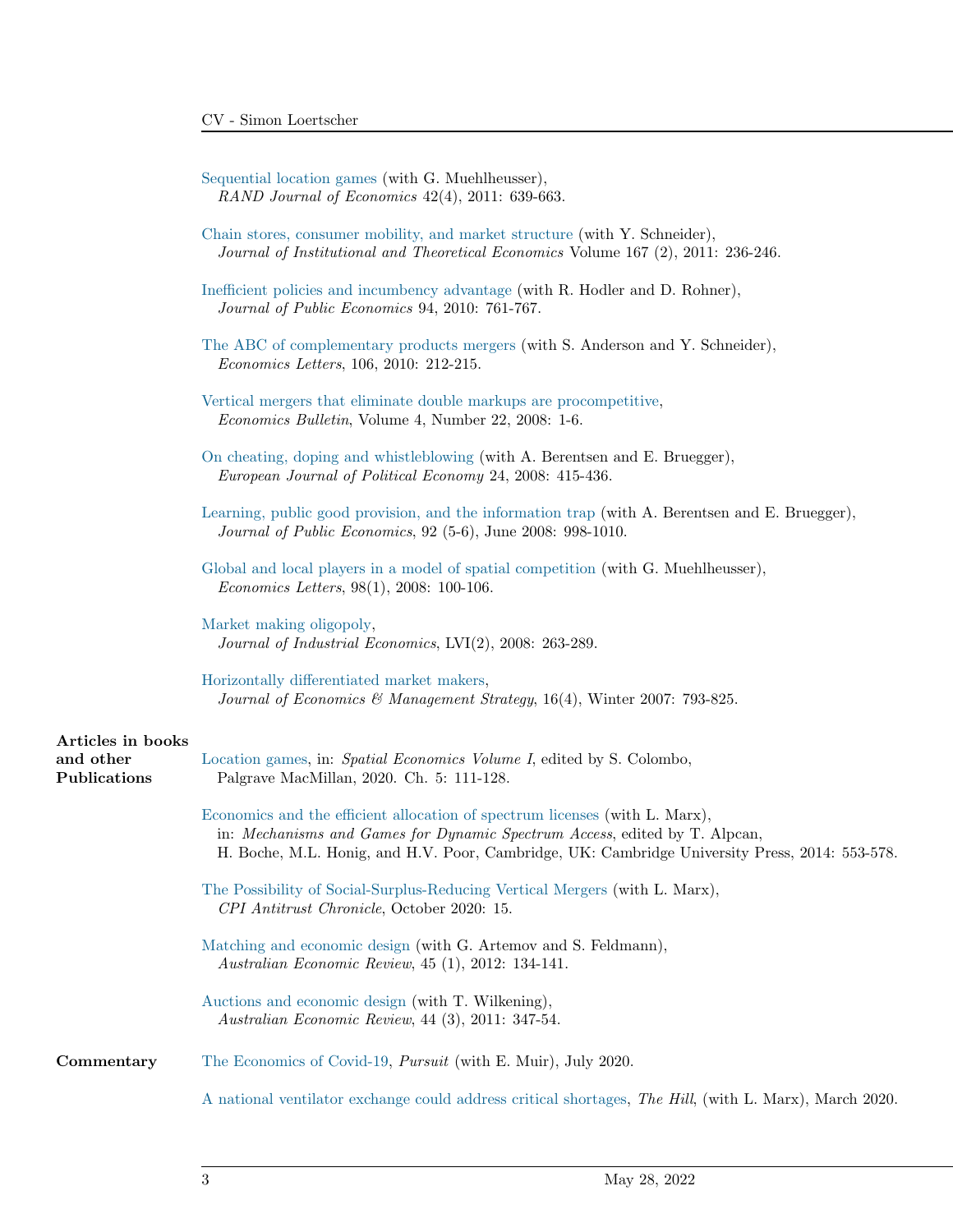Sequential location games (with G. Muehlheusser),
*RAND Journal of Economics* 42(4), 2011: 639-663.

Chain stores, consumer mobility, and market structure (with Y. Schneider),
*Journal of Institutional and Theoretical Economics* Volume 167 (2), 2011: 236-246.

Inefficient policies and incumbency advantage (with R. Hodler and D. Rohner),
*Journal of Public Economics* 94, 2010: 761-767.

The ABC of complementary products mergers (with S. Anderson and Y. Schneider),
*Economics Letters*, 106, 2010: 212-215.

Vertical mergers that eliminate double markups are procompetitive,
*Economics Bulletin*, Volume 4, Number 22, 2008: 1-6.

On cheating, doping and whistleblowing (with A. Berentsen and E. Bruegger),
*European Journal of Political Economy* 24, 2008: 415-436.

Learning, public good provision, and the information trap (with A. Berentsen and E. Bruegger),
*Journal of Public Economics*, 92 (5-6), June 2008: 998-1010.

Global and local players in a model of spatial competition (with G. Muehlheusser),
*Economics Letters*, 98(1), 2008: 100-106.

Market making oligopoly,
*Journal of Industrial Economics*, LVI(2), 2008: 263-289.

Horizontally differentiated market makers,
*Journal of Economics & Management Strategy*, 16(4), Winter 2007: 793-825.

**Articles in books and other Publications**

Location games, in: *Spatial Economics Volume I*, edited by S. Colombo,
Palgrave MacMillan, 2020. Ch. 5: 111-128.

Economics and the efficient allocation of spectrum licenses (with L. Marx),
in: *Mechanisms and Games for Dynamic Spectrum Access*, edited by T. Alpcan,
H. Boche, M.L. Honig, and H.V. Poor, Cambridge, UK: Cambridge University Press, 2014: 553-578.

The Possibility of Social-Surplus-Reducing Vertical Mergers (with L. Marx),
*CPI Antitrust Chronicle*, October 2020: 15.

Matching and economic design (with G. Artemov and S. Feldmann),
*Australian Economic Review*, 45 (1), 2012: 134-141.

Auctions and economic design (with T. Wilkening),
*Australian Economic Review*, 44 (3), 2011: 347-54.

**Commentary**

The Economics of Covid-19, *Pursuit* (with E. Muir), July 2020.

A national ventilator exchange could address critical shortages, *The Hill*, (with L. Marx), March 2020.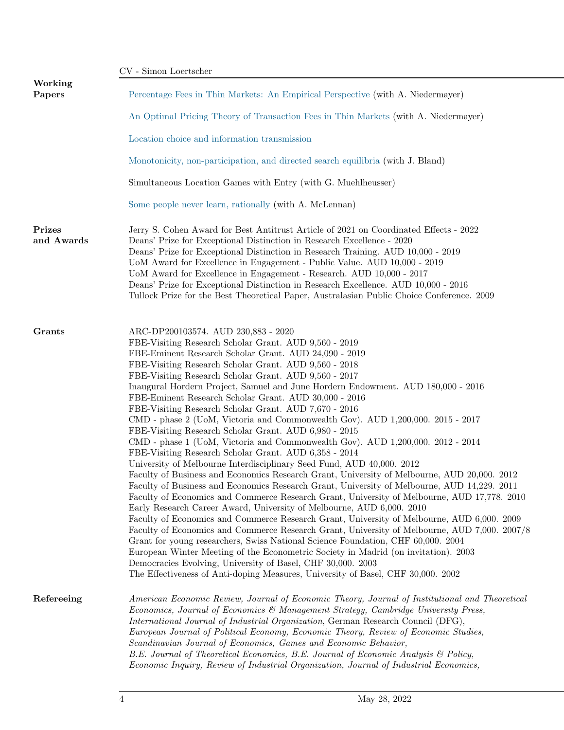## Working Papers

Percentage Fees in Thin Markets: An Empirical Perspective (with A. Niedermayer)

An Optimal Pricing Theory of Transaction Fees in Thin Markets (with A. Niedermayer)

Location choice and information transmission

Monotonicity, non-participation, and directed search equilibria (with J. Bland)

Simultaneous Location Games with Entry (with G. Muehlheusser)

Some people never learn, rationally (with A. McLennan)

## Prizes and Awards

Jerry S. Cohen Award for Best Antitrust Article of 2021 on Coordinated Effects - 2022
Deans' Prize for Exceptional Distinction in Research Excellence - 2020
Deans' Prize for Exceptional Distinction in Research Training. AUD 10,000 - 2019
UoM Award for Excellence in Engagement - Public Value. AUD 10,000 - 2019
UoM Award for Excellence in Engagement - Research. AUD 10,000 - 2017
Deans' Prize for Exceptional Distinction in Research Excellence. AUD 10,000 - 2016
Tullock Prize for the Best Theoretical Paper, Australasian Public Choice Conference. 2009

## Grants

ARC-DP200103574. AUD 230,883 - 2020
FBE-Visiting Research Scholar Grant. AUD 9,560 - 2019
FBE-Eminent Research Scholar Grant. AUD 24,090 - 2019
FBE-Visiting Research Scholar Grant. AUD 9,560 - 2018
FBE-Visiting Research Scholar Grant. AUD 9,560 - 2017
Inaugural Hordern Project, Samuel and June Hordern Endowment. AUD 180,000 - 2016
FBE-Eminent Research Scholar Grant. AUD 30,000 - 2016
FBE-Visiting Research Scholar Grant. AUD 7,670 - 2016
CMD - phase 2 (UoM, Victoria and Commonwealth Gov). AUD 1,200,000. 2015 - 2017
FBE-Visiting Research Scholar Grant. AUD 6,980 - 2015
CMD - phase 1 (UoM, Victoria and Commonwealth Gov). AUD 1,200,000. 2012 - 2014
FBE-Visiting Research Scholar Grant. AUD 6,358 - 2014
University of Melbourne Interdisciplinary Seed Fund, AUD 40,000. 2012
Faculty of Business and Economics Research Grant, University of Melbourne, AUD 20,000. 2012
Faculty of Business and Economics Research Grant, University of Melbourne, AUD 14,229. 2011
Faculty of Economics and Commerce Research Grant, University of Melbourne, AUD 17,778. 2010
Early Research Career Award, University of Melbourne, AUD 6,000. 2010
Faculty of Economics and Commerce Research Grant, University of Melbourne, AUD 6,000. 2009
Faculty of Economics and Commerce Research Grant, University of Melbourne, AUD 7,000. 2007/8
Grant for young researchers, Swiss National Science Foundation, CHF 60,000. 2004
European Winter Meeting of the Econometric Society in Madrid (on invitation). 2003
Democracies Evolving, University of Basel, CHF 30,000. 2003
The Effectiveness of Anti-doping Measures, University of Basel, CHF 30,000. 2002

## Refereeing

*American Economic Review, Journal of Economic Theory, Journal of Institutional and Theoretical Economics, Journal of Economics & Management Strategy, Cambridge University Press, International Journal of Industrial Organization*, German Research Council (DFG), *European Journal of Political Economy, Economic Theory, Review of Economic Studies, Scandinavian Journal of Economics, Games and Economic Behavior, B.E. Journal of Theoretical Economics, B.E. Journal of Economic Analysis & Policy, Economic Inquiry, Review of Industrial Organization, Journal of Industrial Economics,*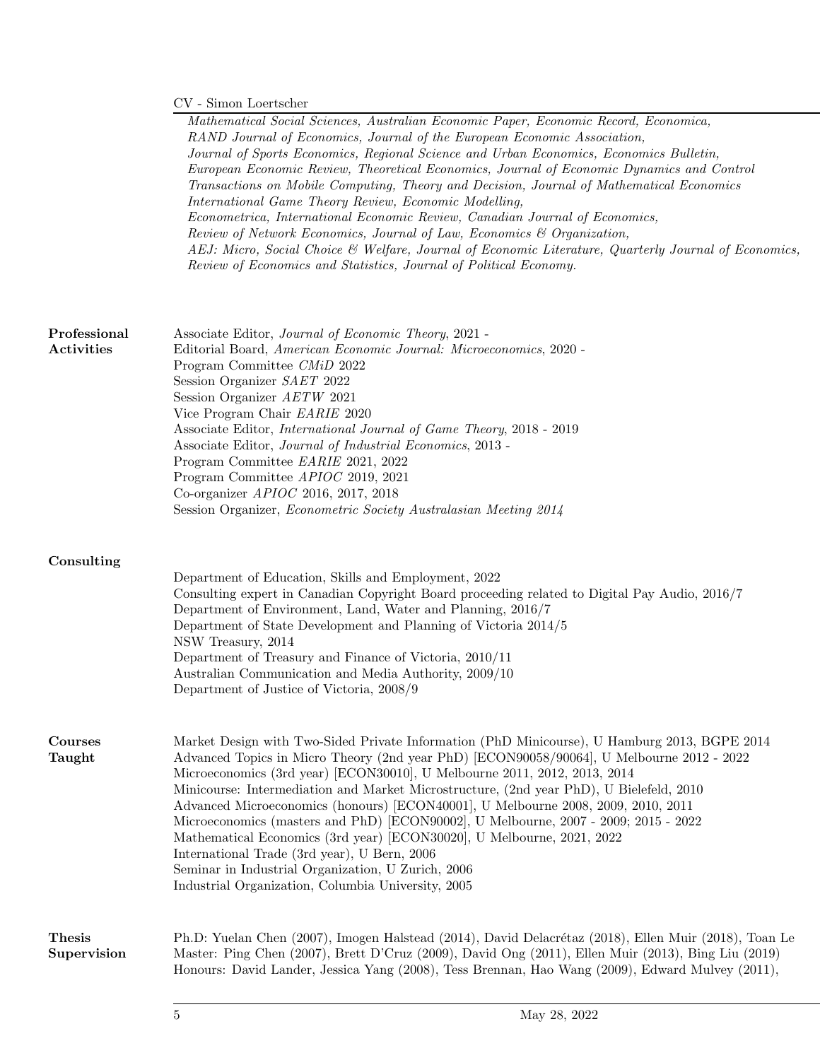*Mathematical Social Sciences, Australian Economic Paper, Economic Record, Economica, RAND Journal of Economics, Journal of the European Economic Association, Journal of Sports Economics, Regional Science and Urban Economics, Economics Bulletin, European Economic Review, Theoretical Economics, Journal of Economic Dynamics and Control Transactions on Mobile Computing, Theory and Decision, Journal of Mathematical Economics International Game Theory Review, Economic Modelling, Econometrica, International Economic Review, Canadian Journal of Economics, Review of Network Economics, Journal of Law, Economics & Organization, AEJ: Micro, Social Choice & Welfare, Journal of Economic Literature, Quarterly Journal of Economics, Review of Economics and Statistics, Journal of Political Economy.*

## Professional Activities

Associate Editor, *Journal of Economic Theory*, 2021 -
Editorial Board, *American Economic Journal: Microeconomics*, 2020 -
Program Committee *CMiD* 2022
Session Organizer *SAET* 2022
Session Organizer *AETW* 2021
Vice Program Chair *EARIE* 2020
Associate Editor, *International Journal of Game Theory*, 2018 - 2019
Associate Editor, *Journal of Industrial Economics*, 2013 -
Program Committee *EARIE* 2021, 2022
Program Committee *APIOC* 2019, 2021
Co-organizer *APIOC* 2016, 2017, 2018
Session Organizer, *Econometric Society Australasian Meeting 2014*

## Consulting

Department of Education, Skills and Employment, 2022
Consulting expert in Canadian Copyright Board proceeding related to Digital Pay Audio, 2016/7
Department of Environment, Land, Water and Planning, 2016/7
Department of State Development and Planning of Victoria 2014/5
NSW Treasury, 2014
Department of Treasury and Finance of Victoria, 2010/11
Australian Communication and Media Authority, 2009/10
Department of Justice of Victoria, 2008/9

## Courses Taught

Market Design with Two-Sided Private Information (PhD Minicourse), U Hamburg 2013, BGPE 2014
Advanced Topics in Micro Theory (2nd year PhD) [ECON90058/90064], U Melbourne 2012 - 2022
Microeconomics (3rd year) [ECON30010], U Melbourne 2011, 2012, 2013, 2014
Minicourse: Intermediation and Market Microstructure, (2nd year PhD), U Bielefeld, 2010
Advanced Microeconomics (honours) [ECON40001], U Melbourne 2008, 2009, 2010, 2011
Microeconomics (masters and PhD) [ECON90002], U Melbourne, 2007 - 2009; 2015 - 2022
Mathematical Economics (3rd year) [ECON30020], U Melbourne, 2021, 2022
International Trade (3rd year), U Bern, 2006
Seminar in Industrial Organization, U Zurich, 2006
Industrial Organization, Columbia University, 2005

## Thesis Supervision

Ph.D: Yuelan Chen (2007), Imogen Halstead (2014), David Delacrétaz (2018), Ellen Muir (2018), Toan Le
Master: Ping Chen (2007), Brett D'Cruz (2009), David Ong (2011), Ellen Muir (2013), Bing Liu (2019)
Honours: David Lander, Jessica Yang (2008), Tess Brennan, Hao Wang (2009), Edward Mulvey (2011),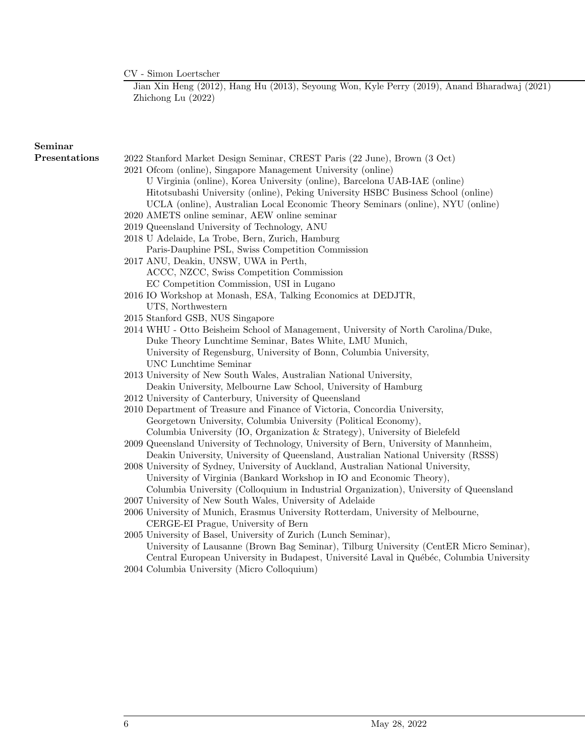Jian Xin Heng (2012), Hang Hu (2013), Seyoung Won, Kyle Perry (2019), Anand Bharadwaj (2021) Zhichong Lu (2022)

## Seminar Presentations

2022 Stanford Market Design Seminar, CREST Paris (22 June), Brown (3 Oct)

2021 Ofcom (online), Singapore Management University (online)
U Virginia (online), Korea University (online), Barcelona UAB-IAE (online)
Hitotsubashi University (online), Peking University HSBC Business School (online)
UCLA (online), Australian Local Economic Theory Seminars (online), NYU (online)

2020 AMETS online seminar, AEW online seminar

2019 Queensland University of Technology, ANU

2018 U Adelaide, La Trobe, Bern, Zurich, Hamburg
Paris-Dauphine PSL, Swiss Competition Commission

2017 ANU, Deakin, UNSW, UWA in Perth,
ACCC, NZCC, Swiss Competition Commission
EC Competition Commission, USI in Lugano

2016 IO Workshop at Monash, ESA, Talking Economics at DEDJTR,
UTS, Northwestern

2015 Stanford GSB, NUS Singapore

2014 WHU - Otto Beisheim School of Management, University of North Carolina/Duke,
Duke Theory Lunchtime Seminar, Bates White, LMU Munich,
University of Regensburg, University of Bonn, Columbia University,
UNC Lunchtime Seminar

2013 University of New South Wales, Australian National University,
Deakin University, Melbourne Law School, University of Hamburg

2012 University of Canterbury, University of Queensland

2010 Department of Treasure and Finance of Victoria, Concordia University,
Georgetown University, Columbia University (Political Economy),
Columbia University (IO, Organization & Strategy), University of Bielefeld

2009 Queensland University of Technology, University of Bern, University of Mannheim,
Deakin University, University of Queensland, Australian National University (RSSS)

2008 University of Sydney, University of Auckland, Australian National University,
University of Virginia (Bankard Workshop in IO and Economic Theory),
Columbia University (Colloquium in Industrial Organization), University of Queensland

2007 University of New South Wales, University of Adelaide

2006 University of Munich, Erasmus University Rotterdam, University of Melbourne,
CERGE-EI Prague, University of Bern

2005 University of Basel, University of Zurich (Lunch Seminar),
University of Lausanne (Brown Bag Seminar), Tilburg University (CentER Micro Seminar),
Central European University in Budapest, Université Laval in Québéc, Columbia University

2004 Columbia University (Micro Colloquium)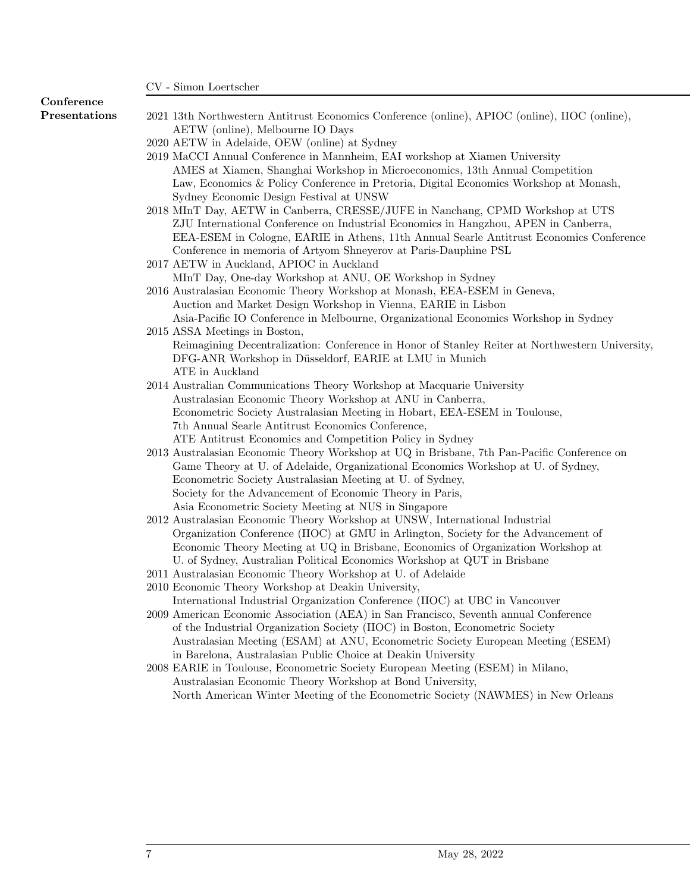## Conference Presentations

- **2021** 13th Northwestern Antitrust Economics Conference (online), APIOC (online), IIOC (online), AETW (online), Melbourne IO Days
- **2020** AETW in Adelaide, OEW (online) at Sydney
- **2019** MaCCI Annual Conference in Mannheim, EAI workshop at Xiamen University AMES at Xiamen, Shanghai Workshop in Microeconomics, 13th Annual Competition Law, Economics & Policy Conference in Pretoria, Digital Economics Workshop at Monash, Sydney Economic Design Festival at UNSW
- **2018** MInT Day, AETW in Canberra, CRESSE/JUFE in Nanchang, CPMD Workshop at UTS ZJU International Conference on Industrial Economics in Hangzhou, APEN in Canberra, EEA-ESEM in Cologne, EARIE in Athens, 11th Annual Searle Antitrust Economics Conference Conference in memoria of Artyom Shneyerov at Paris-Dauphine PSL
- **2017** AETW in Auckland, APIOC in Auckland MInT Day, One-day Workshop at ANU, OE Workshop in Sydney
- **2016** Australasian Economic Theory Workshop at Monash, EEA-ESEM in Geneva, Auction and Market Design Workshop in Vienna, EARIE in Lisbon Asia-Pacific IO Conference in Melbourne, Organizational Economics Workshop in Sydney
- **2015** ASSA Meetings in Boston, Reimagining Decentralization: Conference in Honor of Stanley Reiter at Northwestern University, DFG-ANR Workshop in Düsseldorf, EARIE at LMU in Munich ATE in Auckland
- **2014** Australian Communications Theory Workshop at Macquarie University Australasian Economic Theory Workshop at ANU in Canberra, Econometric Society Australasian Meeting in Hobart, EEA-ESEM in Toulouse, 7th Annual Searle Antitrust Economics Conference, ATE Antitrust Economics and Competition Policy in Sydney
- **2013** Australasian Economic Theory Workshop at UQ in Brisbane, 7th Pan-Pacific Conference on Game Theory at U. of Adelaide, Organizational Economics Workshop at U. of Sydney, Econometric Society Australasian Meeting at U. of Sydney, Society for the Advancement of Economic Theory in Paris, Asia Econometric Society Meeting at NUS in Singapore
- **2012** Australasian Economic Theory Workshop at UNSW, International Industrial Organization Conference (IIOC) at GMU in Arlington, Society for the Advancement of Economic Theory Meeting at UQ in Brisbane, Economics of Organization Workshop at U. of Sydney, Australian Political Economics Workshop at QUT in Brisbane
- **2011** Australasian Economic Theory Workshop at U. of Adelaide
- **2010** Economic Theory Workshop at Deakin University, International Industrial Organization Conference (IIOC) at UBC in Vancouver
- **2009** American Economic Association (AEA) in San Francisco, Seventh annual Conference of the Industrial Organization Society (IIOC) in Boston, Econometric Society Australasian Meeting (ESAM) at ANU, Econometric Society European Meeting (ESEM) in Barelona, Australasian Public Choice at Deakin University
- **2008** EARIE in Toulouse, Econometric Society European Meeting (ESEM) in Milano, Australasian Economic Theory Workshop at Bond University, North American Winter Meeting of the Econometric Society (NAWMES) in New Orleans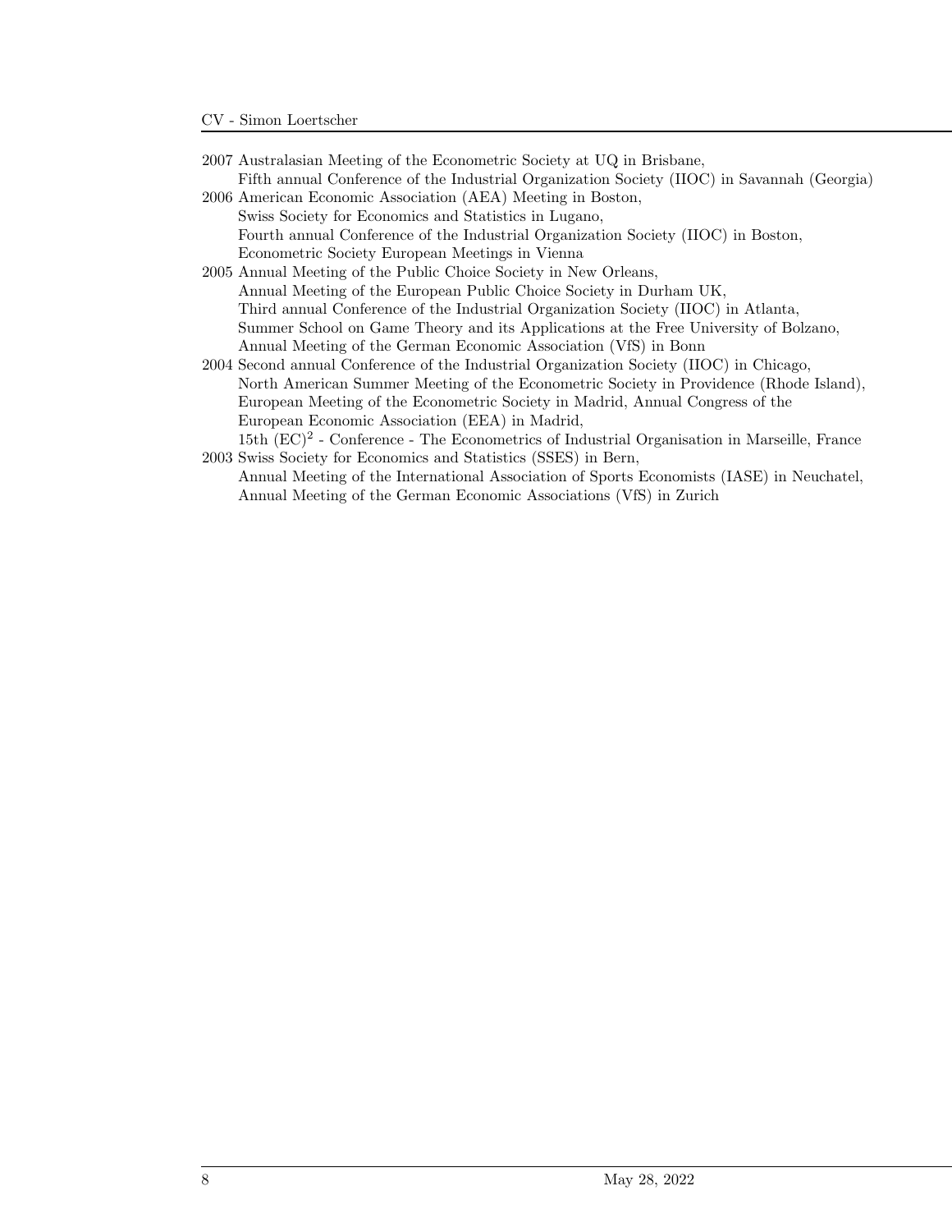2007 Australasian Meeting of the Econometric Society at UQ in Brisbane,
Fifth annual Conference of the Industrial Organization Society (IIOC) in Savannah (Georgia)

2006 American Economic Association (AEA) Meeting in Boston,
Swiss Society for Economics and Statistics in Lugano,
Fourth annual Conference of the Industrial Organization Society (IIOC) in Boston,
Econometric Society European Meetings in Vienna

2005 Annual Meeting of the Public Choice Society in New Orleans,
Annual Meeting of the European Public Choice Society in Durham UK,
Third annual Conference of the Industrial Organization Society (IIOC) in Atlanta,
Summer School on Game Theory and its Applications at the Free University of Bolzano,
Annual Meeting of the German Economic Association (VfS) in Bonn

2004 Second annual Conference of the Industrial Organization Society (IIOC) in Chicago,
North American Summer Meeting of the Econometric Society in Providence (Rhode Island),
European Meeting of the Econometric Society in Madrid, Annual Congress of the European Economic Association (EEA) in Madrid,
15th $(EC)^2$ - Conference - The Econometrics of Industrial Organisation in Marseille, France

2003 Swiss Society for Economics and Statistics (SSES) in Bern,
Annual Meeting of the International Association of Sports Economists (IASE) in Neuchatel,
Annual Meeting of the German Economic Associations (VfS) in Zurich